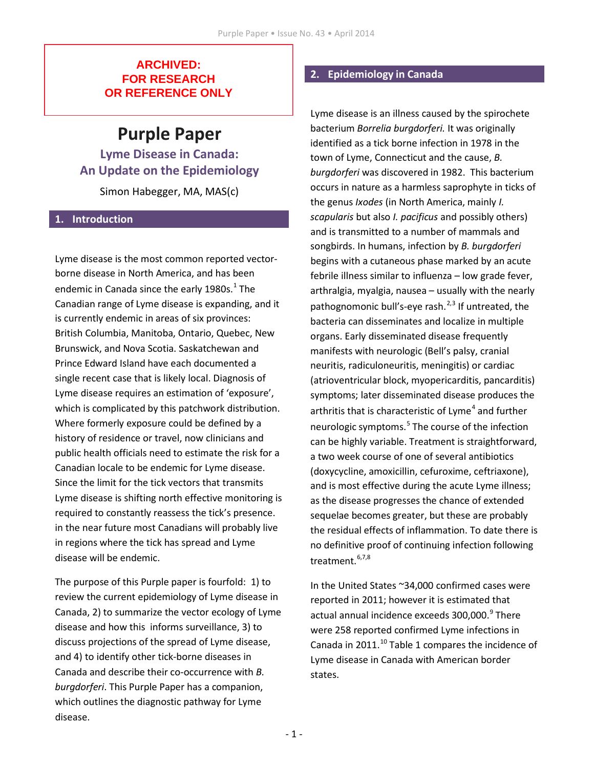**ARCHIVED: FOR RESEARCH OR REFERENCE ONLY**

# Purple Paper

## Lyme Disease in Canada: An Update on the Epidemiology

Simon Habegger, MA, MAS(c)

## 1. Introduction

Lyme disease is the most common reported vector-borne disease in North America, and has been endemic in Canada since the early 1980s.[1] The Canadian range of Lyme disease is expanding, and it is currently endemic in areas of six provinces: British Columbia, Manitoba, Ontario, Quebec, New Brunswick, and Nova Scotia. Saskatchewan and Prince Edward Island have each documented a single recent case that is likely local. Diagnosis of Lyme disease requires an estimation of 'exposure', which is complicated by this patchwork distribution. Where formerly exposure could be defined by a history of residence or travel, now clinicians and public health officials need to estimate the risk for a Canadian locale to be endemic for Lyme disease. Since the limit for the tick vectors that transmits Lyme disease is shifting north effective monitoring is required to constantly reassess the tick's presence. in the near future most Canadians will probably live in regions where the tick has spread and Lyme disease will be endemic.

The purpose of this Purple paper is fourfold: 1) to review the current epidemiology of Lyme disease in Canada, 2) to summarize the vector ecology of Lyme disease and how this informs surveillance, 3) to discuss projections of the spread of Lyme disease, and 4) to identify other tick-borne diseases in Canada and describe their co-occurrence with *B. burgdorferi*. This Purple Paper has a companion, which outlines the diagnostic pathway for Lyme disease.

## 2. Epidemiology in Canada

Lyme disease is an illness caused by the spirochete bacterium *Borrelia burgdorferi.* It was originally identified as a tick borne infection in 1978 in the town of Lyme, Connecticut and the cause, *B. burgdorferi* was discovered in 1982. This bacterium occurs in nature as a harmless saprophyte in ticks of the genus *Ixodes* (in North America, mainly *I. scapularis* but also *I. pacificus* and possibly others) and is transmitted to a number of mammals and songbirds. In humans, infection by *B. burgdorferi* begins with a cutaneous phase marked by an acute febrile illness similar to influenza – low grade fever, arthralgia, myalgia, nausea – usually with the nearly pathognomonic bull's-eye rash.[2,3] If untreated, the bacteria can disseminates and localize in multiple organs. Early disseminated disease frequently manifests with neurologic (Bell's palsy, cranial neuritis, radiculoneuritis, meningitis) or cardiac (atrioventricular block, myopericarditis, pancarditis) symptoms; later disseminated disease produces the arthritis that is characteristic of Lyme[4] and further neurologic symptoms.[5] The course of the infection can be highly variable. Treatment is straightforward, a two week course of one of several antibiotics (doxycycline, amoxicillin, cefuroxime, ceftriaxone), and is most effective during the acute Lyme illness; as the disease progresses the chance of extended sequelae becomes greater, but these are probably the residual effects of inflammation. To date there is no definitive proof of continuing infection following treatment.[6,7,8]

In the United States ~34,000 confirmed cases were reported in 2011; however it is estimated that actual annual incidence exceeds 300,000.[9] There were 258 reported confirmed Lyme infections in Canada in 2011.[10] Table 1 compares the incidence of Lyme disease in Canada with American border states.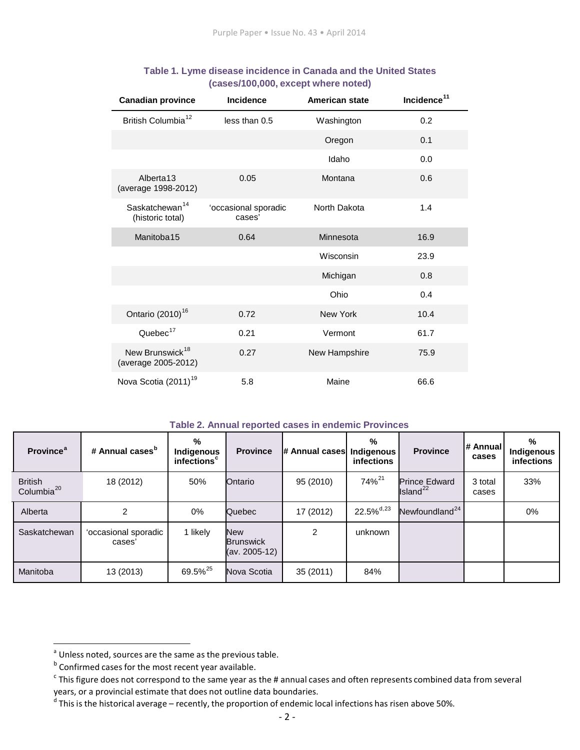**Table 1. Lyme disease incidence in Canada and the United States (cases/100,000, except where noted)**

| Canadian province | Incidence | American state | Incidence[11] |
|---|---|---|---|
| British Columbia[12] | less than 0.5 | Washington | 0.2 |
| | | Oregon | 0.1 |
| | | Idaho | 0.0 |
| Alberta13 (average 1998-2012) | 0.05 | Montana | 0.6 |
| Saskatchewan[14] (historic total) | 'occasional sporadic cases' | North Dakota | 1.4 |
| Manitoba15 | 0.64 | Minnesota | 16.9 |
| | | Wisconsin | 23.9 |
| | | Michigan | 0.8 |
| | | Ohio | 0.4 |
| Ontario (2010)[16] | 0.72 | New York | 10.4 |
| Quebec[17] | 0.21 | Vermont | 61.7 |
| New Brunswick[18] (average 2005-2012) | 0.27 | New Hampshire | 75.9 |
| Nova Scotia (2011)[19] | 5.8 | Maine | 66.6 |

**Table 2. Annual reported cases in endemic Provinces**

| Province[a] | # Annual cases[b] | % Indigenous infections[c] | Province | # Annual cases | % Indigenous infections | Province | # Annual cases | % Indigenous infections |
|---|---|---|---|---|---|---|---|---|
| British Columbia[20] | 18 (2012) | 50% | Ontario | 95 (2010) | 74%[21] | Prince Edward Island[22] | 3 total cases | 33% |
| Alberta | 2 | 0% | Quebec | 17 (2012) | 22.5%[d,23] | Newfoundland[24] | | 0% |
| Saskatchewan | 'occasional sporadic cases' | 1 likely | New Brunswick (av. 2005-12) | 2 | unknown | | | |
| Manitoba | 13 (2013) | 69.5%[25] | Nova Scotia | 35 (2011) | 84% | | | |

[a] Unless noted, sources are the same as the previous table.

[b] Confirmed cases for the most recent year available.

[c] This figure does not correspond to the same year as the # annual cases and often represents combined data from several years, or a provincial estimate that does not outline data boundaries.

[d] This is the historical average – recently, the proportion of endemic local infections has risen above 50%.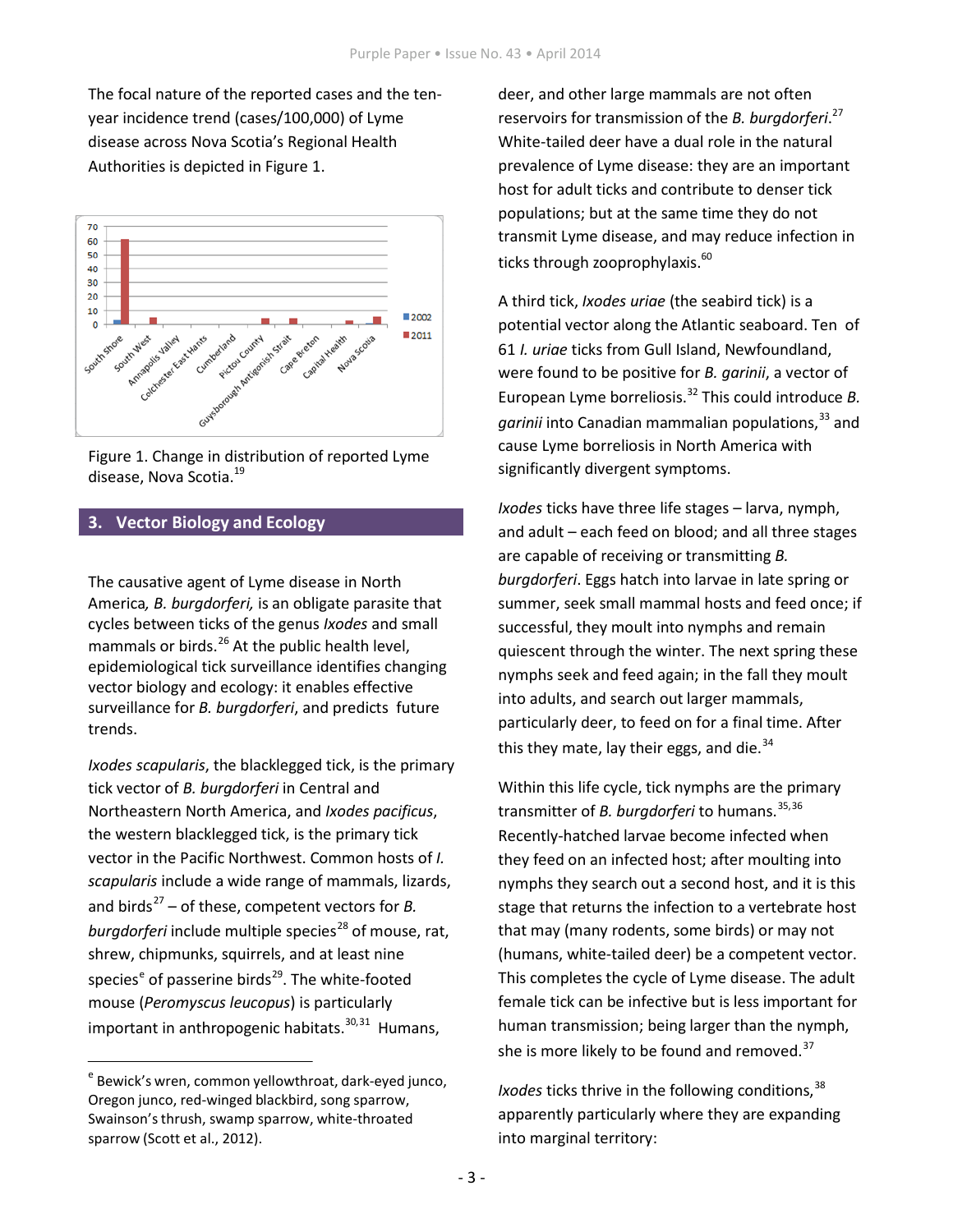The focal nature of the reported cases and the ten-year incidence trend (cases/100,000) of Lyme disease across Nova Scotia's Regional Health Authorities is depicted in Figure 1.

Figure 1. Change in distribution of reported Lyme disease, Nova Scotia.[19]

## 3. Vector Biology and Ecology

The causative agent of Lyme disease in North America*, B. burgdorferi,* is an obligate parasite that cycles between ticks of the genus *Ixodes* and small mammals or birds.[26] At the public health level, epidemiological tick surveillance identifies changing vector biology and ecology: it enables effective surveillance for *B. burgdorferi*, and predicts future trends.

*Ixodes scapularis*, the blacklegged tick, is the primary tick vector of *B. burgdorferi* in Central and Northeastern North America, and *Ixodes pacificus*, the western blacklegged tick, is the primary tick vector in the Pacific Northwest. Common hosts of *I. scapularis* include a wide range of mammals, lizards, and birds[27] – of these, competent vectors for *B. burgdorferi* include multiple species[28] of mouse, rat, shrew, chipmunks, squirrels, and at least nine species[e] of passerine birds[29]. The white-footed mouse (*Peromyscus leucopus*) is particularly important in anthropogenic habitats.[30,31] Humans, deer, and other large mammals are not often reservoirs for transmission of the *B. burgdorferi*.[27] White-tailed deer have a dual role in the natural prevalence of Lyme disease: they are an important host for adult ticks and contribute to denser tick populations; but at the same time they do not transmit Lyme disease, and may reduce infection in ticks through zooprophylaxis.[60]

A third tick, *Ixodes uriae* (the seabird tick) is a potential vector along the Atlantic seaboard. Ten of 61 *I. uriae* ticks from Gull Island, Newfoundland, were found to be positive for *B. garinii*, a vector of European Lyme borreliosis.[32] This could introduce *B. garinii* into Canadian mammalian populations,[33] and cause Lyme borreliosis in North America with significantly divergent symptoms.

*Ixodes* ticks have three life stages – larva, nymph, and adult – each feed on blood; and all three stages are capable of receiving or transmitting *B. burgdorferi*. Eggs hatch into larvae in late spring or summer, seek small mammal hosts and feed once; if successful, they moult into nymphs and remain quiescent through the winter. The next spring these nymphs seek and feed again; in the fall they moult into adults, and search out larger mammals, particularly deer, to feed on for a final time. After this they mate, lay their eggs, and die.[34]

Within this life cycle, tick nymphs are the primary transmitter of *B. burgdorferi* to humans.[35,36] Recently-hatched larvae become infected when they feed on an infected host; after moulting into nymphs they search out a second host, and it is this stage that returns the infection to a vertebrate host that may (many rodents, some birds) or may not (humans, white-tailed deer) be a competent vector. This completes the cycle of Lyme disease. The adult female tick can be infective but is less important for human transmission; being larger than the nymph, she is more likely to be found and removed.[37]

*Ixodes* ticks thrive in the following conditions,[38] apparently particularly where they are expanding into marginal territory:

---

[e] Bewick's wren, common yellowthroat, dark-eyed junco, Oregon junco, red-winged blackbird, song sparrow, Swainson's thrush, swamp sparrow, white-throated sparrow (Scott et al., 2012).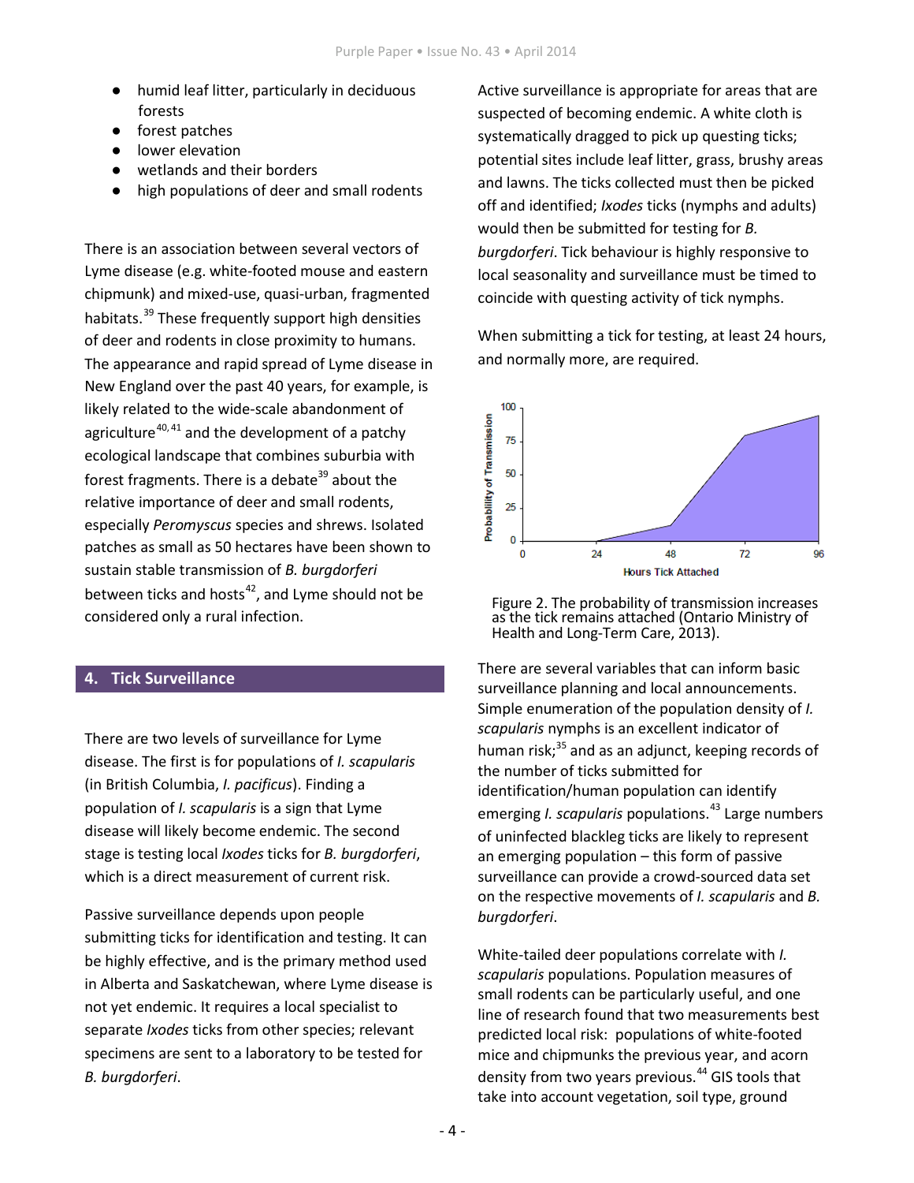- humid leaf litter, particularly in deciduous forests
- forest patches
- lower elevation
- wetlands and their borders
- high populations of deer and small rodents

There is an association between several vectors of Lyme disease (e.g. white-footed mouse and eastern chipmunk) and mixed-use, quasi-urban, fragmented habitats.[39] These frequently support high densities of deer and rodents in close proximity to humans. The appearance and rapid spread of Lyme disease in New England over the past 40 years, for example, is likely related to the wide-scale abandonment of agriculture[40, 41] and the development of a patchy ecological landscape that combines suburbia with forest fragments. There is a debate[39] about the relative importance of deer and small rodents, especially *Peromyscus* species and shrews. Isolated patches as small as 50 hectares have been shown to sustain stable transmission of *B. burgdorferi* between ticks and hosts[42], and Lyme should not be considered only a rural infection.

## 4. Tick Surveillance

There are two levels of surveillance for Lyme disease. The first is for populations of *I. scapularis* (in British Columbia, *I. pacificus*). Finding a population of *I. scapularis* is a sign that Lyme disease will likely become endemic. The second stage is testing local *Ixodes* ticks for *B. burgdorferi*, which is a direct measurement of current risk.

Passive surveillance depends upon people submitting ticks for identification and testing. It can be highly effective, and is the primary method used in Alberta and Saskatchewan, where Lyme disease is not yet endemic. It requires a local specialist to separate *Ixodes* ticks from other species; relevant specimens are sent to a laboratory to be tested for *B. burgdorferi*.

Active surveillance is appropriate for areas that are suspected of becoming endemic. A white cloth is systematically dragged to pick up questing ticks; potential sites include leaf litter, grass, brushy areas and lawns. The ticks collected must then be picked off and identified; *Ixodes* ticks (nymphs and adults) would then be submitted for testing for *B. burgdorferi*. Tick behaviour is highly responsive to local seasonality and surveillance must be timed to coincide with questing activity of tick nymphs.

When submitting a tick for testing, at least 24 hours, and normally more, are required.

Figure 2. The probability of transmission increases as the tick remains attached (Ontario Ministry of Health and Long-Term Care, 2013).

There are several variables that can inform basic surveillance planning and local announcements. Simple enumeration of the population density of *I. scapularis* nymphs is an excellent indicator of human risk;[35] and as an adjunct, keeping records of the number of ticks submitted for identification/human population can identify emerging *I. scapularis* populations.[43] Large numbers of uninfected blackleg ticks are likely to represent an emerging population – this form of passive surveillance can provide a crowd-sourced data set on the respective movements of *I. scapularis* and *B. burgdorferi*.

White-tailed deer populations correlate with *I. scapularis* populations. Population measures of small rodents can be particularly useful, and one line of research found that two measurements best predicted local risk: populations of white-footed mice and chipmunks the previous year, and acorn density from two years previous.[44] GIS tools that take into account vegetation, soil type, ground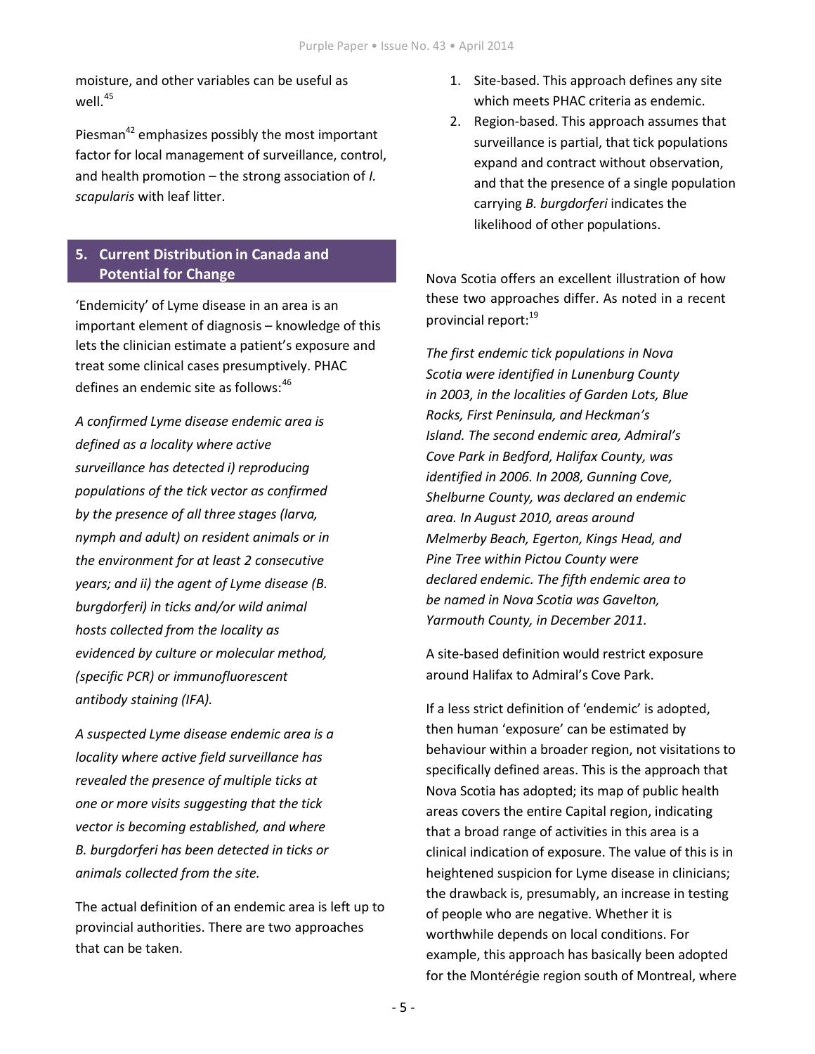moisture, and other variables can be useful as well.[45]

Piesman[42] emphasizes possibly the most important factor for local management of surveillance, control, and health promotion – the strong association of *I. scapularis* with leaf litter.

## 5. Current Distribution in Canada and Potential for Change

'Endemicity' of Lyme disease in an area is an important element of diagnosis – knowledge of this lets the clinician estimate a patient's exposure and treat some clinical cases presumptively. PHAC defines an endemic site as follows:[46]

*A confirmed Lyme disease endemic area is defined as a locality where active surveillance has detected i) reproducing populations of the tick vector as confirmed by the presence of all three stages (larva, nymph and adult) on resident animals or in the environment for at least 2 consecutive years; and ii) the agent of Lyme disease (B. burgdorferi) in ticks and/or wild animal hosts collected from the locality as evidenced by culture or molecular method, (specific PCR) or immunofluorescent antibody staining (IFA).*

*A suspected Lyme disease endemic area is a locality where active field surveillance has revealed the presence of multiple ticks at one or more visits suggesting that the tick vector is becoming established, and where B. burgdorferi has been detected in ticks or animals collected from the site.*

The actual definition of an endemic area is left up to provincial authorities. There are two approaches that can be taken.

1. Site-based. This approach defines any site which meets PHAC criteria as endemic.
2. Region-based. This approach assumes that surveillance is partial, that tick populations expand and contract without observation, and that the presence of a single population carrying *B. burgdorferi* indicates the likelihood of other populations.

Nova Scotia offers an excellent illustration of how these two approaches differ. As noted in a recent provincial report:[19]

*The first endemic tick populations in Nova Scotia were identified in Lunenburg County in 2003, in the localities of Garden Lots, Blue Rocks, First Peninsula, and Heckman's Island. The second endemic area, Admiral's Cove Park in Bedford, Halifax County, was identified in 2006. In 2008, Gunning Cove, Shelburne County, was declared an endemic area. In August 2010, areas around Melmerby Beach, Egerton, Kings Head, and Pine Tree within Pictou County were declared endemic. The fifth endemic area to be named in Nova Scotia was Gavelton, Yarmouth County, in December 2011.*

A site-based definition would restrict exposure around Halifax to Admiral's Cove Park.

If a less strict definition of 'endemic' is adopted, then human 'exposure' can be estimated by behaviour within a broader region, not visitations to specifically defined areas. This is the approach that Nova Scotia has adopted; its map of public health areas covers the entire Capital region, indicating that a broad range of activities in this area is a clinical indication of exposure. The value of this is in heightened suspicion for Lyme disease in clinicians; the drawback is, presumably, an increase in testing of people who are negative. Whether it is worthwhile depends on local conditions. For example, this approach has basically been adopted for the Montérégie region south of Montreal, where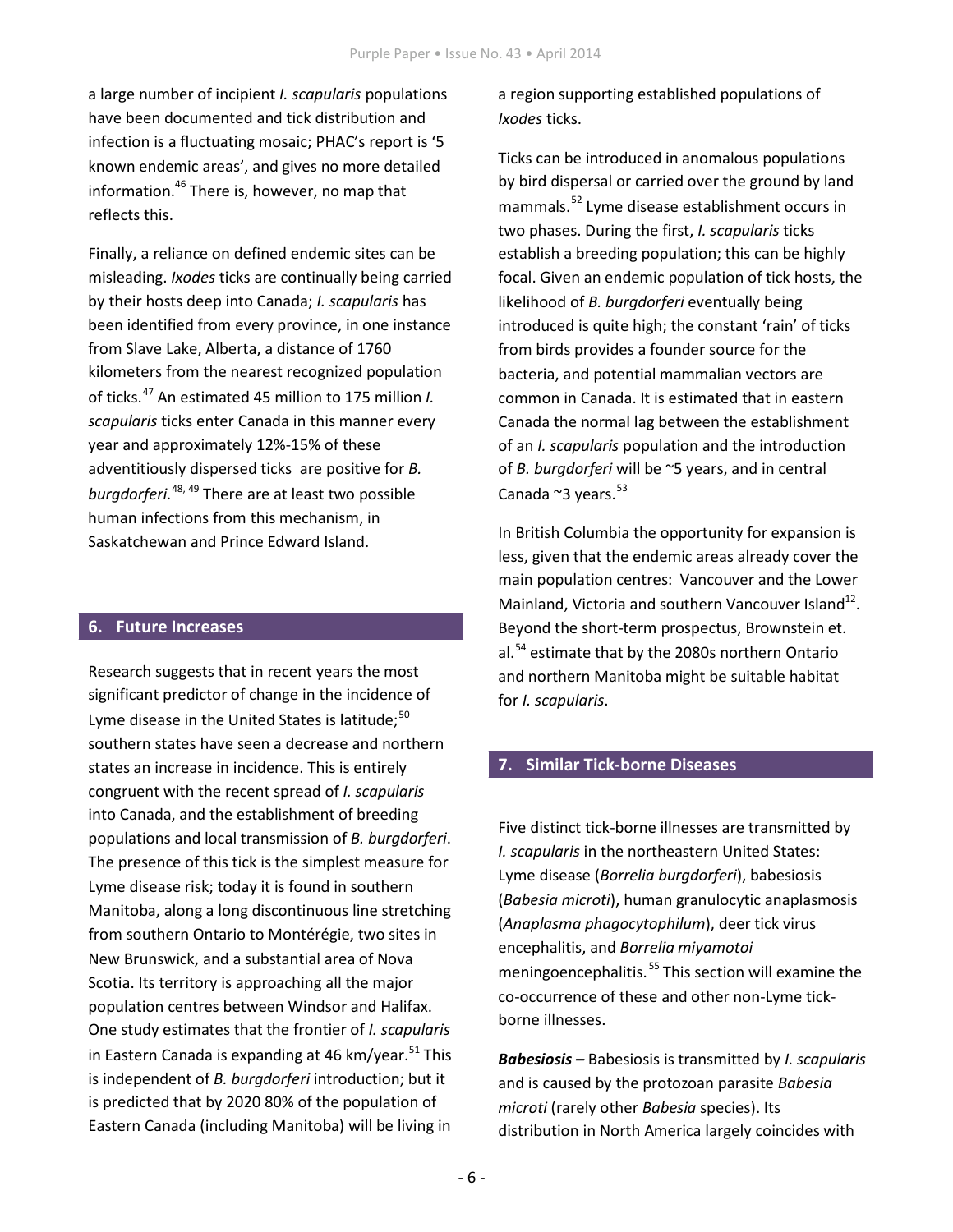a large number of incipient *I. scapularis* populations have been documented and tick distribution and infection is a fluctuating mosaic; PHAC's report is '5 known endemic areas', and gives no more detailed information.[46] There is, however, no map that reflects this.

Finally, a reliance on defined endemic sites can be misleading. *Ixodes* ticks are continually being carried by their hosts deep into Canada; *I. scapularis* has been identified from every province, in one instance from Slave Lake, Alberta, a distance of 1760 kilometers from the nearest recognized population of ticks.[47] An estimated 45 million to 175 million *I. scapularis* ticks enter Canada in this manner every year and approximately 12%-15% of these adventitiously dispersed ticks are positive for *B. burgdorferi.*[48, 49] There are at least two possible human infections from this mechanism, in Saskatchewan and Prince Edward Island.

## 6. Future Increases

Research suggests that in recent years the most significant predictor of change in the incidence of Lyme disease in the United States is latitude;[50] southern states have seen a decrease and northern states an increase in incidence. This is entirely congruent with the recent spread of *I. scapularis* into Canada, and the establishment of breeding populations and local transmission of *B. burgdorferi*. The presence of this tick is the simplest measure for Lyme disease risk; today it is found in southern Manitoba, along a long discontinuous line stretching from southern Ontario to Montérégie, two sites in New Brunswick, and a substantial area of Nova Scotia. Its territory is approaching all the major population centres between Windsor and Halifax. One study estimates that the frontier of *I. scapularis* in Eastern Canada is expanding at 46 km/year.[51] This is independent of *B. burgdorferi* introduction; but it is predicted that by 2020 80% of the population of Eastern Canada (including Manitoba) will be living in a region supporting established populations of *Ixodes* ticks.

Ticks can be introduced in anomalous populations by bird dispersal or carried over the ground by land mammals.[52] Lyme disease establishment occurs in two phases. During the first, *I. scapularis* ticks establish a breeding population; this can be highly focal. Given an endemic population of tick hosts, the likelihood of *B. burgdorferi* eventually being introduced is quite high; the constant 'rain' of ticks from birds provides a founder source for the bacteria, and potential mammalian vectors are common in Canada. It is estimated that in eastern Canada the normal lag between the establishment of an *I. scapularis* population and the introduction of *B. burgdorferi* will be ~5 years, and in central Canada ~3 years.[53]

In British Columbia the opportunity for expansion is less, given that the endemic areas already cover the main population centres: Vancouver and the Lower Mainland, Victoria and southern Vancouver Island[12]. Beyond the short-term prospectus, Brownstein et. al.[54] estimate that by the 2080s northern Ontario and northern Manitoba might be suitable habitat for *I. scapularis*.

## 7. Similar Tick-borne Diseases

Five distinct tick-borne illnesses are transmitted by *I. scapularis* in the northeastern United States: Lyme disease (*Borrelia burgdorferi*), babesiosis (*Babesia microti*), human granulocytic anaplasmosis (*Anaplasma phagocytophilum*), deer tick virus encephalitis, and *Borrelia miyamotoi* meningoencephalitis.[55] This section will examine the co-occurrence of these and other non-Lyme tick-borne illnesses.

***Babesiosis –*** Babesiosis is transmitted by *I. scapularis* and is caused by the protozoan parasite *Babesia microti* (rarely other *Babesia* species). Its distribution in North America largely coincides with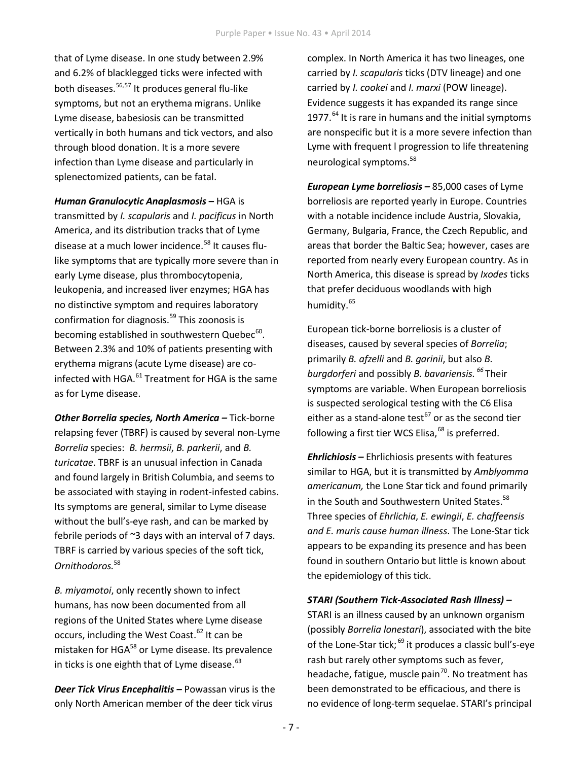that of Lyme disease. In one study between 2.9% and 6.2% of blacklegged ticks were infected with both diseases.[56,57] It produces general flu-like symptoms, but not an erythema migrans. Unlike Lyme disease, babesiosis can be transmitted vertically in both humans and tick vectors, and also through blood donation. It is a more severe infection than Lyme disease and particularly in splenectomized patients, can be fatal.

***Human Granulocytic Anaplasmosis –*** HGA is transmitted by *I. scapularis* and *I. pacificus* in North America, and its distribution tracks that of Lyme disease at a much lower incidence.[58] It causes flu-like symptoms that are typically more severe than in early Lyme disease, plus thrombocytopenia, leukopenia, and increased liver enzymes; HGA has no distinctive symptom and requires laboratory confirmation for diagnosis.[59] This zoonosis is becoming established in southwestern Quebec[60]. Between 2.3% and 10% of patients presenting with erythema migrans (acute Lyme disease) are co-infected with HGA.[61] Treatment for HGA is the same as for Lyme disease.

***Other Borrelia species, North America –*** Tick-borne relapsing fever (TBRF) is caused by several non-Lyme *Borrelia* species: *B. hermsii*, *B. parkerii*, and *B. turicatae*. TBRF is an unusual infection in Canada and found largely in British Columbia, and seems to be associated with staying in rodent-infested cabins. Its symptoms are general, similar to Lyme disease without the bull's-eye rash, and can be marked by febrile periods of ~3 days with an interval of 7 days. TBRF is carried by various species of the soft tick, *Ornithodoros.*[58]

*B. miyamotoi*, only recently shown to infect humans, has now been documented from all regions of the United States where Lyme disease occurs, including the West Coast.[62] It can be mistaken for HGA[58] or Lyme disease. Its prevalence in ticks is one eighth that of Lyme disease.[63]

***Deer Tick Virus Encephalitis –*** Powassan virus is the only North American member of the deer tick virus complex. In North America it has two lineages, one carried by *I. scapularis* ticks (DTV lineage) and one carried by *I. cookei* and *I. marxi* (POW lineage). Evidence suggests it has expanded its range since 1977.[64] It is rare in humans and the initial symptoms are nonspecific but it is a more severe infection than Lyme with frequent l progression to life threatening neurological symptoms.[58]

***European Lyme borreliosis –*** 85,000 cases of Lyme borreliosis are reported yearly in Europe. Countries with a notable incidence include Austria, Slovakia, Germany, Bulgaria, France, the Czech Republic, and areas that border the Baltic Sea; however, cases are reported from nearly every European country. As in North America, this disease is spread by *Ixodes* ticks that prefer deciduous woodlands with high humidity.[65]

European tick-borne borreliosis is a cluster of diseases, caused by several species of *Borrelia*; primarily *B. afzelli* and *B. garinii*, but also *B. burgdorferi* and possibly *B. bavariensis.*[66] Their symptoms are variable. When European borreliosis is suspected serological testing with the C6 Elisa either as a stand-alone test[67] or as the second tier following a first tier WCS Elisa,[68] is preferred.

***Ehrlichiosis –*** Ehrlichiosis presents with features similar to HGA, but it is transmitted by *Amblyomma americanum,* the Lone Star tick and found primarily in the South and Southwestern United States.[58] Three species of *Ehrlichia*, *E. ewingii*, *E. chaffeensis and E. muris cause human illness*. The Lone-Star tick appears to be expanding its presence and has been found in southern Ontario but little is known about the epidemiology of this tick.

***STARI (Southern Tick-Associated Rash Illness) –*** STARI is an illness caused by an unknown organism (possibly *Borrelia lonestari*), associated with the bite of the Lone-Star tick;[69] it produces a classic bull's-eye rash but rarely other symptoms such as fever, headache, fatigue, muscle pain[70]. No treatment has been demonstrated to be efficacious, and there is no evidence of long-term sequelae. STARI's principal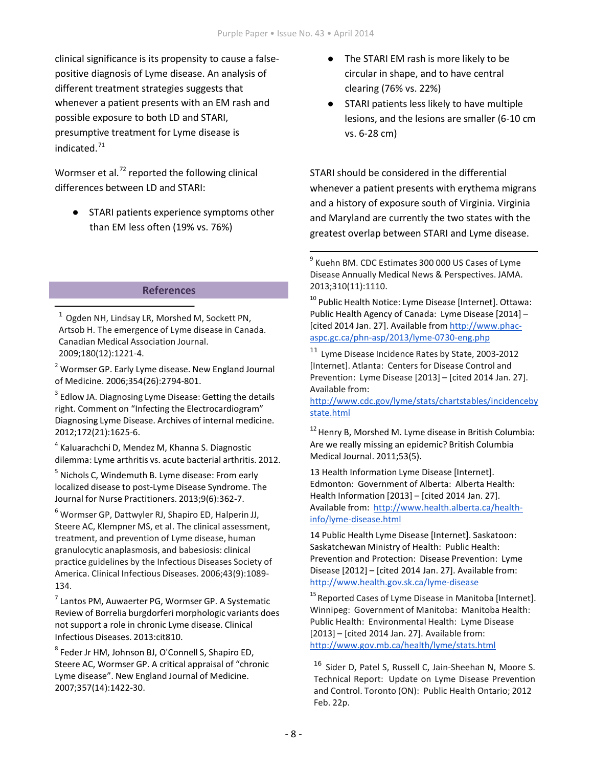clinical significance is its propensity to cause a false-positive diagnosis of Lyme disease. An analysis of different treatment strategies suggests that whenever a patient presents with an EM rash and possible exposure to both LD and STARI, presumptive treatment for Lyme disease is indicated.[71]

Wormser et al.[72] reported the following clinical differences between LD and STARI:

- STARI patients experience symptoms other than EM less often (19% vs. 76%)
- The STARI EM rash is more likely to be circular in shape, and to have central clearing (76% vs. 22%)
- STARI patients less likely to have multiple lesions, and the lesions are smaller (6-10 cm vs. 6-28 cm)

STARI should be considered in the differential whenever a patient presents with erythema migrans and a history of exposure south of Virginia. Virginia and Maryland are currently the two states with the greatest overlap between STARI and Lyme disease.

## References

[1] Ogden NH, Lindsay LR, Morshed M, Sockett PN, Artsob H. The emergence of Lyme disease in Canada. Canadian Medical Association Journal. 2009;180(12):1221-4.

[2] Wormser GP. Early Lyme disease. New England Journal of Medicine. 2006;354(26):2794-801.

[3] Edlow JA. Diagnosing Lyme Disease: Getting the details right. Comment on "Infecting the Electrocardiogram" Diagnosing Lyme Disease. Archives of internal medicine. 2012;172(21):1625-6.

[4] Kaluarachchi D, Mendez M, Khanna S. Diagnostic dilemma: Lyme arthritis vs. acute bacterial arthritis. 2012.

[5] Nichols C, Windemuth B. Lyme disease: From early localized disease to post-Lyme Disease Syndrome. The Journal for Nurse Practitioners. 2013;9(6):362-7.

[6] Wormser GP, Dattwyler RJ, Shapiro ED, Halperin JJ, Steere AC, Klempner MS, et al. The clinical assessment, treatment, and prevention of Lyme disease, human granulocytic anaplasmosis, and babesiosis: clinical practice guidelines by the Infectious Diseases Society of America. Clinical Infectious Diseases. 2006;43(9):1089-134.

[7] Lantos PM, Auwaerter PG, Wormser GP. A Systematic Review of Borrelia burgdorferi morphologic variants does not support a role in chronic Lyme disease. Clinical Infectious Diseases. 2013:cit810.

[8] Feder Jr HM, Johnson BJ, O'Connell S, Shapiro ED, Steere AC, Wormser GP. A critical appraisal of "chronic Lyme disease". New England Journal of Medicine. 2007;357(14):1422-30.

[9] Kuehn BM. CDC Estimates 300 000 US Cases of Lyme Disease Annually Medical News & Perspectives. JAMA. 2013;310(11):1110.

[10] Public Health Notice: Lyme Disease [Internet]. Ottawa: Public Health Agency of Canada: Lyme Disease [2014] – [cited 2014 Jan. 27]. Available from http://www.phac-aspc.gc.ca/phn-asp/2013/lyme-0730-eng.php

[11] Lyme Disease Incidence Rates by State, 2003-2012 [Internet]. Atlanta: Centers for Disease Control and Prevention: Lyme Disease [2013] – [cited 2014 Jan. 27]. Available from: http://www.cdc.gov/lyme/stats/chartstables/incidencebystate.html

[12] Henry B, Morshed M. Lyme disease in British Columbia: Are we really missing an epidemic? British Columbia Medical Journal. 2011;53(5).

13 Health Information Lyme Disease [Internet]. Edmonton: Government of Alberta: Alberta Health: Health Information [2013] – [cited 2014 Jan. 27]. Available from: http://www.health.alberta.ca/health-info/lyme-disease.html

14 Public Health Lyme Disease [Internet]. Saskatoon: Saskatchewan Ministry of Health: Public Health: Prevention and Protection: Disease Prevention: Lyme Disease [2012] – [cited 2014 Jan. 27]. Available from: http://www.health.gov.sk.ca/lyme-disease

[15] Reported Cases of Lyme Disease in Manitoba [Internet]. Winnipeg: Government of Manitoba: Manitoba Health: Public Health: Environmental Health: Lyme Disease [2013] – [cited 2014 Jan. 27]. Available from: http://www.gov.mb.ca/health/lyme/stats.html

[16] Sider D, Patel S, Russell C, Jain-Sheehan N, Moore S. Technical Report: Update on Lyme Disease Prevention and Control. Toronto (ON): Public Health Ontario; 2012 Feb. 22p.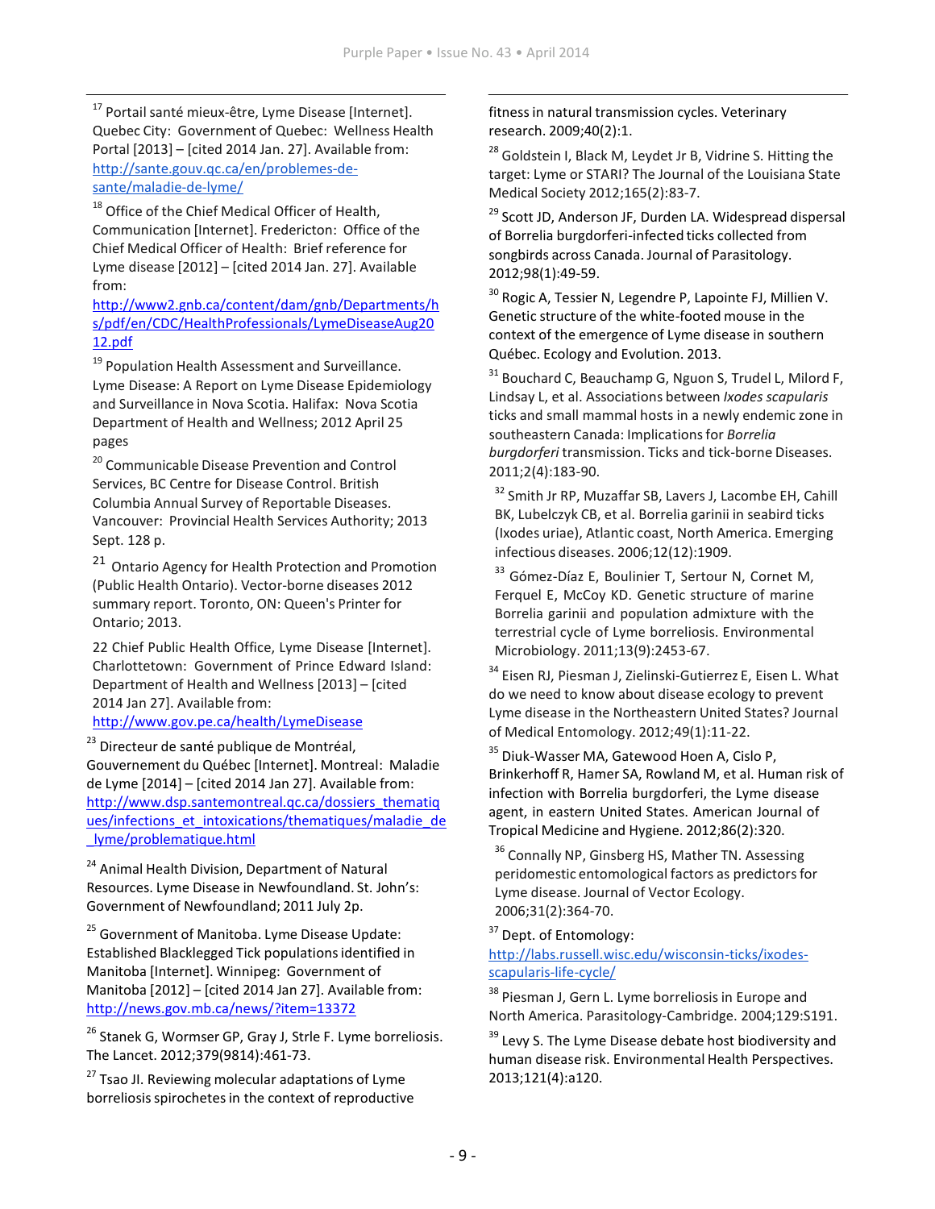[17] Portail santé mieux-être, Lyme Disease [Internet]. Quebec City: Government of Quebec: Wellness Health Portal [2013] – [cited 2014 Jan. 27]. Available from: http://sante.gouv.qc.ca/en/problemes-de-sante/maladie-de-lyme/

[18] Office of the Chief Medical Officer of Health, Communication [Internet]. Fredericton: Office of the Chief Medical Officer of Health: Brief reference for Lyme disease [2012] – [cited 2014 Jan. 27]. Available from: http://www2.gnb.ca/content/dam/gnb/Departments/hs/pdf/en/CDC/HealthProfessionals/LymeDiseaseAug2012.pdf

[19] Population Health Assessment and Surveillance. Lyme Disease: A Report on Lyme Disease Epidemiology and Surveillance in Nova Scotia. Halifax: Nova Scotia Department of Health and Wellness; 2012 April 25 pages

[20] Communicable Disease Prevention and Control Services, BC Centre for Disease Control. British Columbia Annual Survey of Reportable Diseases. Vancouver: Provincial Health Services Authority; 2013 Sept. 128 p.

[21] Ontario Agency for Health Protection and Promotion (Public Health Ontario). Vector-borne diseases 2012 summary report. Toronto, ON: Queen's Printer for Ontario; 2013.

22 Chief Public Health Office, Lyme Disease [Internet]. Charlottetown: Government of Prince Edward Island: Department of Health and Wellness [2013] – [cited 2014 Jan 27]. Available from: http://www.gov.pe.ca/health/LymeDisease

[23] Directeur de santé publique de Montréal, Gouvernement du Québec [Internet]. Montreal: Maladie de Lyme [2014] – [cited 2014 Jan 27]. Available from: http://www.dsp.santemontreal.qc.ca/dossiers_thematiques/infections_et_intoxications/thematiques/maladie_de_lyme/problematique.html

[24] Animal Health Division, Department of Natural Resources. Lyme Disease in Newfoundland. St. John's: Government of Newfoundland; 2011 July 2p.

[25] Government of Manitoba. Lyme Disease Update: Established Blacklegged Tick populations identified in Manitoba [Internet]. Winnipeg: Government of Manitoba [2012] – [cited 2014 Jan 27]. Available from: http://news.gov.mb.ca/news/?item=13372

[26] Stanek G, Wormser GP, Gray J, Strle F. Lyme borreliosis. The Lancet. 2012;379(9814):461-73.

[27] Tsao JI. Reviewing molecular adaptations of Lyme borreliosis spirochetes in the context of reproductive fitness in natural transmission cycles. Veterinary research. 2009;40(2):1.

[28] Goldstein I, Black M, Leydet Jr B, Vidrine S. Hitting the target: Lyme or STARI? The Journal of the Louisiana State Medical Society 2012;165(2):83-7.

[29] Scott JD, Anderson JF, Durden LA. Widespread dispersal of Borrelia burgdorferi-infected ticks collected from songbirds across Canada. Journal of Parasitology. 2012;98(1):49-59.

[30] Rogic A, Tessier N, Legendre P, Lapointe FJ, Millien V. Genetic structure of the white-footed mouse in the context of the emergence of Lyme disease in southern Québec. Ecology and Evolution. 2013.

[31] Bouchard C, Beauchamp G, Nguon S, Trudel L, Milord F, Lindsay L, et al. Associations between *Ixodes scapularis* ticks and small mammal hosts in a newly endemic zone in southeastern Canada: Implications for *Borrelia burgdorferi* transmission. Ticks and tick-borne Diseases. 2011;2(4):183-90.

[32] Smith Jr RP, Muzaffar SB, Lavers J, Lacombe EH, Cahill BK, Lubelczyk CB, et al. Borrelia garinii in seabird ticks (Ixodes uriae), Atlantic coast, North America. Emerging infectious diseases. 2006;12(12):1909.

[33] Gómez-Díaz E, Boulinier T, Sertour N, Cornet M, Ferquel E, McCoy KD. Genetic structure of marine Borrelia garinii and population admixture with the terrestrial cycle of Lyme borreliosis. Environmental Microbiology. 2011;13(9):2453-67.

[34] Eisen RJ, Piesman J, Zielinski-Gutierrez E, Eisen L. What do we need to know about disease ecology to prevent Lyme disease in the Northeastern United States? Journal of Medical Entomology. 2012;49(1):11-22.

[35] Diuk-Wasser MA, Gatewood Hoen A, Cislo P, Brinkerhoff R, Hamer SA, Rowland M, et al. Human risk of infection with Borrelia burgdorferi, the Lyme disease agent, in eastern United States. American Journal of Tropical Medicine and Hygiene. 2012;86(2):320.

[36] Connally NP, Ginsberg HS, Mather TN. Assessing peridomestic entomological factors as predictors for Lyme disease. Journal of Vector Ecology. 2006;31(2):364-70.

[37] Dept. of Entomology: http://labs.russell.wisc.edu/wisconsin-ticks/ixodes-scapularis-life-cycle/

[38] Piesman J, Gern L. Lyme borreliosis in Europe and North America. Parasitology-Cambridge. 2004;129:S191.

[39] Levy S. The Lyme Disease debate host biodiversity and human disease risk. Environmental Health Perspectives. 2013;121(4):a120.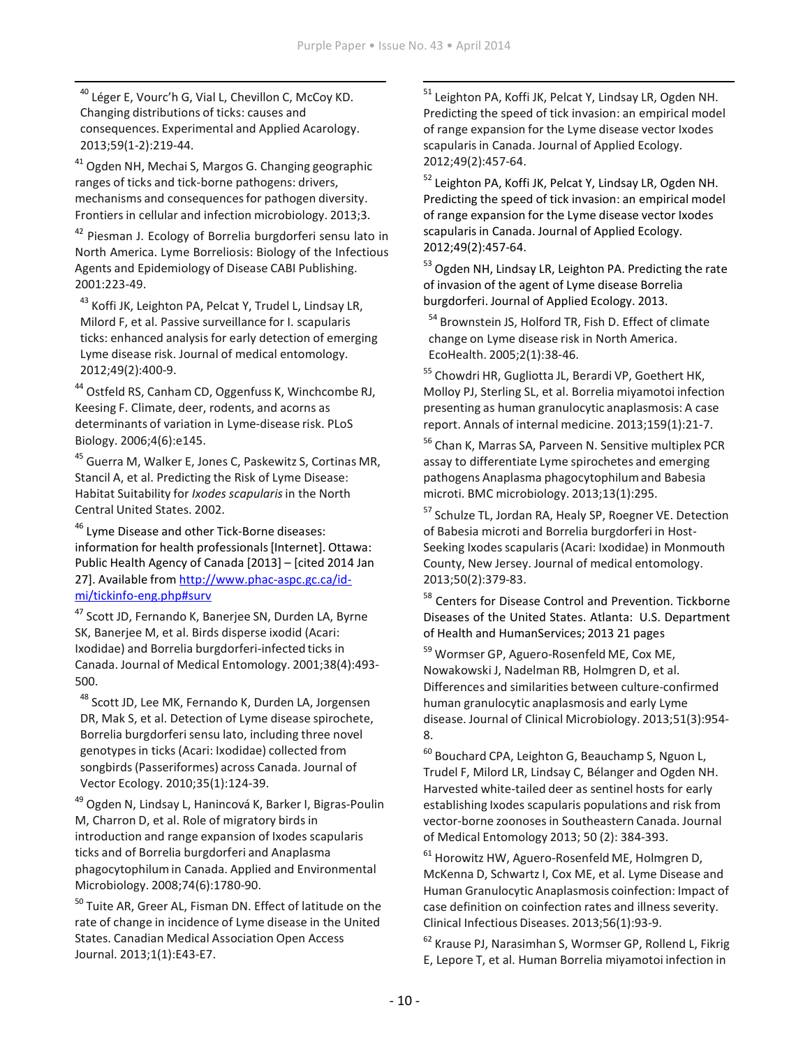[40] Léger E, Vourc'h G, Vial L, Chevillon C, McCoy KD. Changing distributions of ticks: causes and consequences. Experimental and Applied Acarology. 2013;59(1-2):219-44.

[41] Ogden NH, Mechai S, Margos G. Changing geographic ranges of ticks and tick-borne pathogens: drivers, mechanisms and consequences for pathogen diversity. Frontiers in cellular and infection microbiology. 2013;3.

[42] Piesman J. Ecology of Borrelia burgdorferi sensu lato in North America. Lyme Borreliosis: Biology of the Infectious Agents and Epidemiology of Disease CABI Publishing. 2001:223-49.

[43] Koffi JK, Leighton PA, Pelcat Y, Trudel L, Lindsay LR, Milord F, et al. Passive surveillance for I. scapularis ticks: enhanced analysis for early detection of emerging Lyme disease risk. Journal of medical entomology. 2012;49(2):400-9.

[44] Ostfeld RS, Canham CD, Oggenfuss K, Winchcombe RJ, Keesing F. Climate, deer, rodents, and acorns as determinants of variation in Lyme-disease risk. PLoS Biology. 2006;4(6):e145.

[45] Guerra M, Walker E, Jones C, Paskewitz S, Cortinas MR, Stancil A, et al. Predicting the Risk of Lyme Disease: Habitat Suitability for *Ixodes scapularis* in the North Central United States. 2002.

[46] Lyme Disease and other Tick-Borne diseases: information for health professionals [Internet]. Ottawa: Public Health Agency of Canada [2013] – [cited 2014 Jan 27]. Available from http://www.phac-aspc.gc.ca/id-mi/tickinfo-eng.php#surv

[47] Scott JD, Fernando K, Banerjee SN, Durden LA, Byrne SK, Banerjee M, et al. Birds disperse ixodid (Acari: Ixodidae) and Borrelia burgdorferi-infected ticks in Canada. Journal of Medical Entomology. 2001;38(4):493-500.

[48] Scott JD, Lee MK, Fernando K, Durden LA, Jorgensen DR, Mak S, et al. Detection of Lyme disease spirochete, Borrelia burgdorferi sensu lato, including three novel genotypes in ticks (Acari: Ixodidae) collected from songbirds (Passeriformes) across Canada. Journal of Vector Ecology. 2010;35(1):124-39.

[49] Ogden N, Lindsay L, Hanincová K, Barker I, Bigras-Poulin M, Charron D, et al. Role of migratory birds in introduction and range expansion of Ixodes scapularis ticks and of Borrelia burgdorferi and Anaplasma phagocytophilum in Canada. Applied and Environmental Microbiology. 2008;74(6):1780-90.

[50] Tuite AR, Greer AL, Fisman DN. Effect of latitude on the rate of change in incidence of Lyme disease in the United States. Canadian Medical Association Open Access Journal. 2013;1(1):E43-E7.

[51] Leighton PA, Koffi JK, Pelcat Y, Lindsay LR, Ogden NH. Predicting the speed of tick invasion: an empirical model of range expansion for the Lyme disease vector Ixodes scapularis in Canada. Journal of Applied Ecology. 2012;49(2):457-64.

[52] Leighton PA, Koffi JK, Pelcat Y, Lindsay LR, Ogden NH. Predicting the speed of tick invasion: an empirical model of range expansion for the Lyme disease vector Ixodes scapularis in Canada. Journal of Applied Ecology. 2012;49(2):457-64.

[53] Ogden NH, Lindsay LR, Leighton PA. Predicting the rate of invasion of the agent of Lyme disease Borrelia burgdorferi. Journal of Applied Ecology. 2013.

[54] Brownstein JS, Holford TR, Fish D. Effect of climate change on Lyme disease risk in North America. EcoHealth. 2005;2(1):38-46.

[55] Chowdri HR, Gugliotta JL, Berardi VP, Goethert HK, Molloy PJ, Sterling SL, et al. Borrelia miyamotoi infection presenting as human granulocytic anaplasmosis: A case report. Annals of internal medicine. 2013;159(1):21-7.

[56] Chan K, Marras SA, Parveen N. Sensitive multiplex PCR assay to differentiate Lyme spirochetes and emerging pathogens Anaplasma phagocytophilum and Babesia microti. BMC microbiology. 2013;13(1):295.

[57] Schulze TL, Jordan RA, Healy SP, Roegner VE. Detection of Babesia microti and Borrelia burgdorferi in Host-Seeking Ixodes scapularis (Acari: Ixodidae) in Monmouth County, New Jersey. Journal of medical entomology. 2013;50(2):379-83.

[58] Centers for Disease Control and Prevention. Tickborne Diseases of the United States. Atlanta: U.S. Department of Health and HumanServices; 2013 21 pages

[59] Wormser GP, Aguero-Rosenfeld ME, Cox ME, Nowakowski J, Nadelman RB, Holmgren D, et al. Differences and similarities between culture-confirmed human granulocytic anaplasmosis and early Lyme disease. Journal of Clinical Microbiology. 2013;51(3):954-8.

[60] Bouchard CPA, Leighton G, Beauchamp S, Nguon L, Trudel F, Milord LR, Lindsay C, Bélanger and Ogden NH. Harvested white-tailed deer as sentinel hosts for early establishing Ixodes scapularis populations and risk from vector-borne zoonoses in Southeastern Canada. Journal of Medical Entomology 2013; 50 (2): 384-393.

[61] Horowitz HW, Aguero-Rosenfeld ME, Holmgren D, McKenna D, Schwartz I, Cox ME, et al. Lyme Disease and Human Granulocytic Anaplasmosis coinfection: Impact of case definition on coinfection rates and illness severity. Clinical Infectious Diseases. 2013;56(1):93-9.

[62] Krause PJ, Narasimhan S, Wormser GP, Rollend L, Fikrig E, Lepore T, et al. Human Borrelia miyamotoi infection in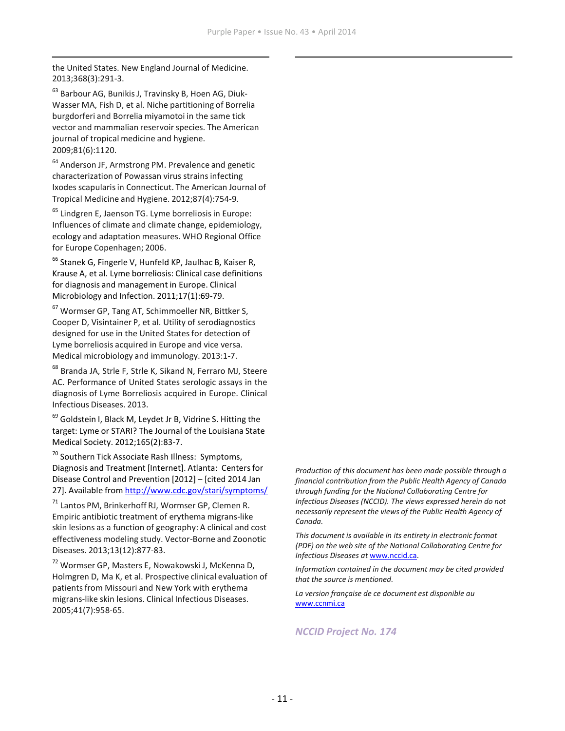the United States. New England Journal of Medicine. 2013;368(3):291-3.

[63] Barbour AG, Bunikis J, Travinsky B, Hoen AG, Diuk-Wasser MA, Fish D, et al. Niche partitioning of Borrelia burgdorferi and Borrelia miyamotoi in the same tick vector and mammalian reservoir species. The American journal of tropical medicine and hygiene. 2009;81(6):1120.

[64] Anderson JF, Armstrong PM. Prevalence and genetic characterization of Powassan virus strains infecting Ixodes scapularis in Connecticut. The American Journal of Tropical Medicine and Hygiene. 2012;87(4):754-9.

[65] Lindgren E, Jaenson TG. Lyme borreliosis in Europe: Influences of climate and climate change, epidemiology, ecology and adaptation measures. WHO Regional Office for Europe Copenhagen; 2006.

[66] Stanek G, Fingerle V, Hunfeld KP, Jaulhac B, Kaiser R, Krause A, et al. Lyme borreliosis: Clinical case definitions for diagnosis and management in Europe. Clinical Microbiology and Infection. 2011;17(1):69-79.

[67] Wormser GP, Tang AT, Schimmoeller NR, Bittker S, Cooper D, Visintainer P, et al. Utility of serodiagnostics designed for use in the United States for detection of Lyme borreliosis acquired in Europe and vice versa. Medical microbiology and immunology. 2013:1-7.

[68] Branda JA, Strle F, Strle K, Sikand N, Ferraro MJ, Steere AC. Performance of United States serologic assays in the diagnosis of Lyme Borreliosis acquired in Europe. Clinical Infectious Diseases. 2013.

[69] Goldstein I, Black M, Leydet Jr B, Vidrine S. Hitting the target: Lyme or STARI? The Journal of the Louisiana State Medical Society. 2012;165(2):83-7.

[70] Southern Tick Associate Rash Illness: Symptoms, Diagnosis and Treatment [Internet]. Atlanta: Centers for Disease Control and Prevention [2012] – [cited 2014 Jan 27]. Available from http://www.cdc.gov/stari/symptoms/

[71] Lantos PM, Brinkerhoff RJ, Wormser GP, Clemen R. Empiric antibiotic treatment of erythema migrans-like skin lesions as a function of geography: A clinical and cost effectiveness modeling study. Vector-Borne and Zoonotic Diseases. 2013;13(12):877-83.

[72] Wormser GP, Masters E, Nowakowski J, McKenna D, Holmgren D, Ma K, et al. Prospective clinical evaluation of patients from Missouri and New York with erythema migrans-like skin lesions. Clinical Infectious Diseases. 2005;41(7):958-65.

*Production of this document has been made possible through a financial contribution from the Public Health Agency of Canada through funding for the National Collaborating Centre for Infectious Diseases (NCCID). The views expressed herein do not necessarily represent the views of the Public Health Agency of Canada.*

*This document is available in its entirety in electronic format (PDF) on the web site of the National Collaborating Centre for Infectious Diseases at* www.nccid.ca.

*Information contained in the document may be cited provided that the source is mentioned.*

*La version française de ce document est disponible au* www.ccnmi.ca

***NCCID Project No. 174***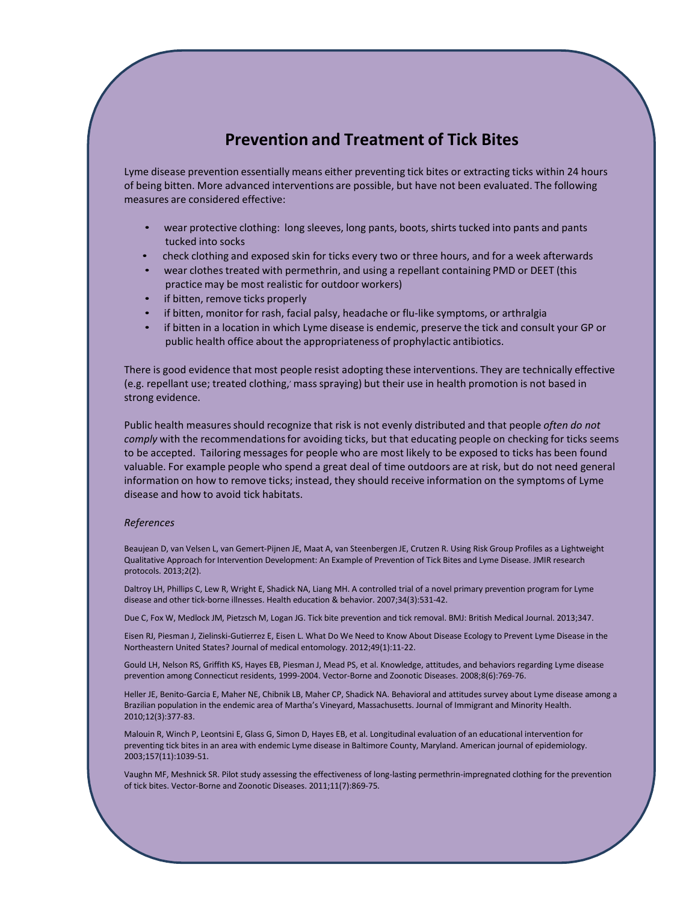# Prevention and Treatment of Tick Bites

Lyme disease prevention essentially means either preventing tick bites or extracting ticks within 24 hours of being bitten. More advanced interventions are possible, but have not been evaluated. The following measures are considered effective:

- wear protective clothing: long sleeves, long pants, boots, shirts tucked into pants and pants tucked into socks
- check clothing and exposed skin for ticks every two or three hours, and for a week afterwards
- wear clothes treated with permethrin, and using a repellant containing PMD or DEET (this practice may be most realistic for outdoor workers)
- if bitten, remove ticks properly
- if bitten, monitor for rash, facial palsy, headache or flu-like symptoms, or arthralgia
- if bitten in a location in which Lyme disease is endemic, preserve the tick and consult your GP or public health office about the appropriateness of prophylactic antibiotics.

There is good evidence that most people resist adopting these interventions. They are technically effective (e.g. repellant use; treated clothing,' mass spraying) but their use in health promotion is not based in strong evidence.

Public health measures should recognize that risk is not evenly distributed and that people *often do not comply* with the recommendations for avoiding ticks, but that educating people on checking for ticks seems to be accepted. Tailoring messages for people who are most likely to be exposed to ticks has been found valuable. For example people who spend a great deal of time outdoors are at risk, but do not need general information on how to remove ticks; instead, they should receive information on the symptoms of Lyme disease and how to avoid tick habitats.

*References*

Beaujean D, van Velsen L, van Gemert-Pijnen JE, Maat A, van Steenbergen JE, Crutzen R. Using Risk Group Profiles as a Lightweight Qualitative Approach for Intervention Development: An Example of Prevention of Tick Bites and Lyme Disease. JMIR research protocols. 2013;2(2).

Daltroy LH, Phillips C, Lew R, Wright E, Shadick NA, Liang MH. A controlled trial of a novel primary prevention program for Lyme disease and other tick-borne illnesses. Health education & behavior. 2007;34(3):531-42.

Due C, Fox W, Medlock JM, Pietzsch M, Logan JG. Tick bite prevention and tick removal. BMJ: British Medical Journal. 2013;347.

Eisen RJ, Piesman J, Zielinski-Gutierrez E, Eisen L. What Do We Need to Know About Disease Ecology to Prevent Lyme Disease in the Northeastern United States? Journal of medical entomology. 2012;49(1):11-22.

Gould LH, Nelson RS, Griffith KS, Hayes EB, Piesman J, Mead PS, et al. Knowledge, attitudes, and behaviors regarding Lyme disease prevention among Connecticut residents, 1999-2004. Vector-Borne and Zoonotic Diseases. 2008;8(6):769-76.

Heller JE, Benito-Garcia E, Maher NE, Chibnik LB, Maher CP, Shadick NA. Behavioral and attitudes survey about Lyme disease among a Brazilian population in the endemic area of Martha's Vineyard, Massachusetts. Journal of Immigrant and Minority Health. 2010;12(3):377-83.

Malouin R, Winch P, Leontsini E, Glass G, Simon D, Hayes EB, et al. Longitudinal evaluation of an educational intervention for preventing tick bites in an area with endemic Lyme disease in Baltimore County, Maryland. American journal of epidemiology. 2003;157(11):1039-51.

Vaughn MF, Meshnick SR. Pilot study assessing the effectiveness of long-lasting permethrin-impregnated clothing for the prevention of tick bites. Vector-Borne and Zoonotic Diseases. 2011;11(7):869-75.